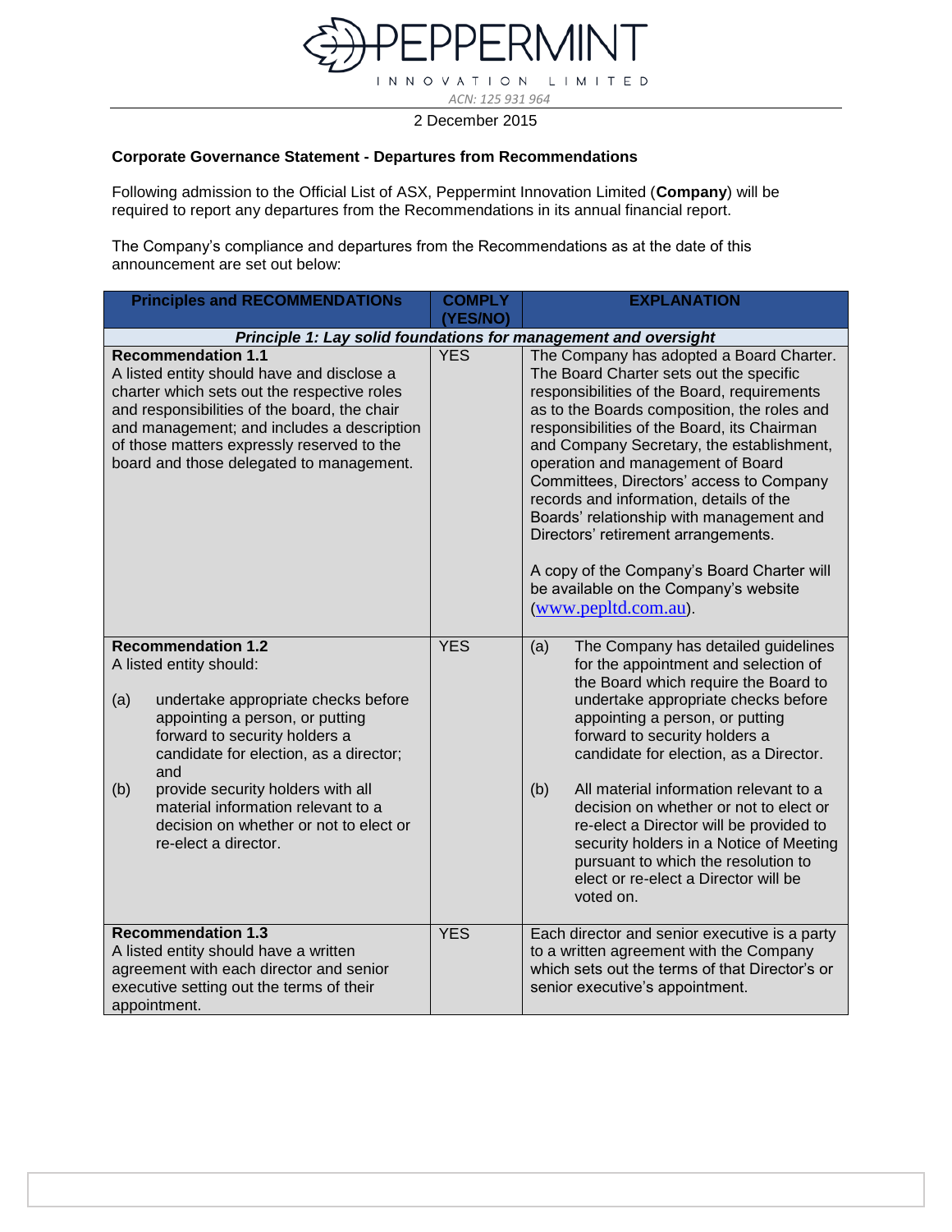PEPPERMINT INNOVATION LIMITED

ACN: 125 931 964

2 December 2015

**Corporate Governance Statement - Departures from Recommendations**

Following admission to the Official List of ASX, Peppermint Innovation Limited (**Company**) will be required to report any departures from the Recommendations in its annual financial report.

The Company's compliance and departures from the Recommendations as at the date of this announcement are set out below:

| Principles and RECOMMENDATIONs | COMPLY (YES/NO) | EXPLANATION |
|---|---|---|
| ***Principle 1: Lay solid foundations for management and oversight*** | | |
| **Recommendation 1.1**<br>A listed entity should have and disclose a charter which sets out the respective roles and responsibilities of the board, the chair and management; and includes a description of those matters expressly reserved to the board and those delegated to management. | YES | The Company has adopted a Board Charter. The Board Charter sets out the specific responsibilities of the Board, requirements as to the Boards composition, the roles and responsibilities of the Board, its Chairman and Company Secretary, the establishment, operation and management of Board Committees, Directors' access to Company records and information, details of the Boards' relationship with management and Directors' retirement arrangements.<br><br>A copy of the Company's Board Charter will be available on the Company's website (www.pepltd.com.au). |
| **Recommendation 1.2**<br>A listed entity should:<br>(a) undertake appropriate checks before appointing a person, or putting forward to security holders a candidate for election, as a director; and<br>(b) provide security holders with all material information relevant to a decision on whether or not to elect or re-elect a director. | YES | (a) The Company has detailed guidelines for the appointment and selection of the Board which require the Board to undertake appropriate checks before appointing a person, or putting forward to security holders a candidate for election, as a Director.<br><br>(b) All material information relevant to a decision on whether or not to elect or re-elect a Director will be provided to security holders in a Notice of Meeting pursuant to which the resolution to elect or re-elect a Director will be voted on. |
| **Recommendation 1.3**<br>A listed entity should have a written agreement with each director and senior executive setting out the terms of their appointment. | YES | Each director and senior executive is a party to a written agreement with the Company which sets out the terms of that Director's or senior executive's appointment. |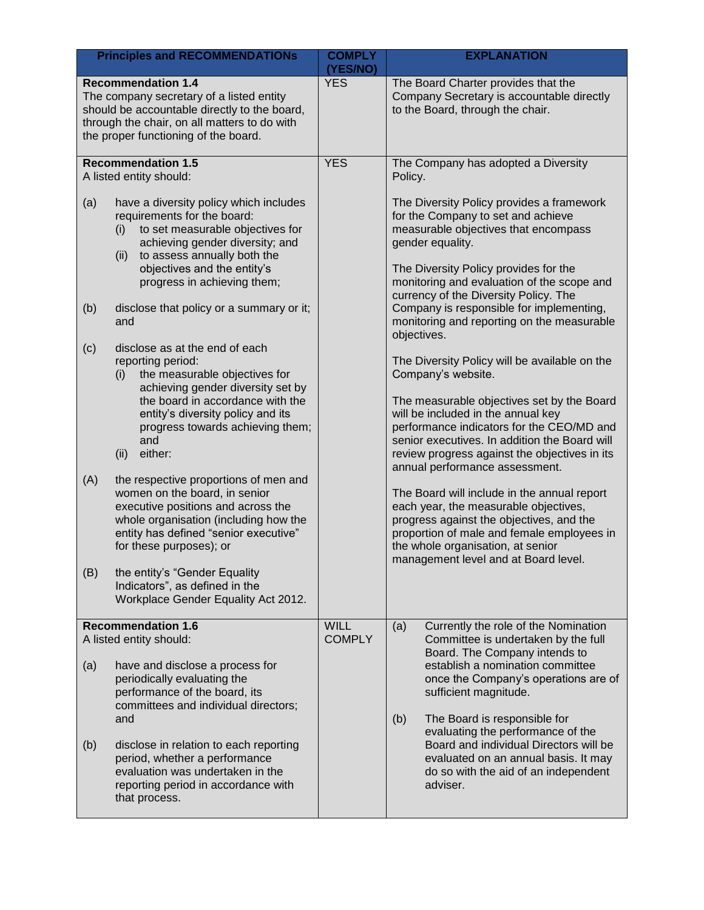| Principles and RECOMMENDATIONs | COMPLY (YES/NO) | EXPLANATION |
|---|---|---|
| **Recommendation 1.4**<br>The company secretary of a listed entity should be accountable directly to the board, through the chair, on all matters to do with the proper functioning of the board. | YES | The Board Charter provides that the Company Secretary is accountable directly to the Board, through the chair. |
| **Recommendation 1.5**<br>A listed entity should:<br><br>(a) have a diversity policy which includes requirements for the board:<br>(i) to set measurable objectives for achieving gender diversity; and<br>(ii) to assess annually both the objectives and the entity's progress in achieving them;<br><br>(b) disclose that policy or a summary or it; and<br><br>(c) disclose as at the end of each reporting period:<br>(i) the measurable objectives for achieving gender diversity set by the board in accordance with the entity's diversity policy and its progress towards achieving them; and<br>(ii) either:<br><br>(A) the respective proportions of men and women on the board, in senior executive positions and across the whole organisation (including how the entity has defined "senior executive" for these purposes); or<br><br>(B) the entity's "Gender Equality Indicators", as defined in the Workplace Gender Equality Act 2012. | YES | The Company has adopted a Diversity Policy.<br><br>The Diversity Policy provides a framework for the Company to set and achieve measurable objectives that encompass gender equality.<br><br>The Diversity Policy provides for the monitoring and evaluation of the scope and currency of the Diversity Policy. The Company is responsible for implementing, monitoring and reporting on the measurable objectives.<br><br>The Diversity Policy will be available on the Company's website.<br><br>The measurable objectives set by the Board will be included in the annual key performance indicators for the CEO/MD and senior executives. In addition the Board will review progress against the objectives in its annual performance assessment.<br><br>The Board will include in the annual report each year, the measurable objectives, progress against the objectives, and the proportion of male and female employees in the whole organisation, at senior management level and at Board level. |
| **Recommendation 1.6**<br>A listed entity should:<br><br>(a) have and disclose a process for periodically evaluating the performance of the board, its committees and individual directors; and<br><br>(b) disclose in relation to each reporting period, whether a performance evaluation was undertaken in the reporting period in accordance with that process. | WILL COMPLY | (a) Currently the role of the Nomination Committee is undertaken by the full Board. The Company intends to establish a nomination committee once the Company's operations are of sufficient magnitude.<br><br>(b) The Board is responsible for evaluating the performance of the Board and individual Directors will be evaluated on an annual basis. It may do so with the aid of an independent adviser. |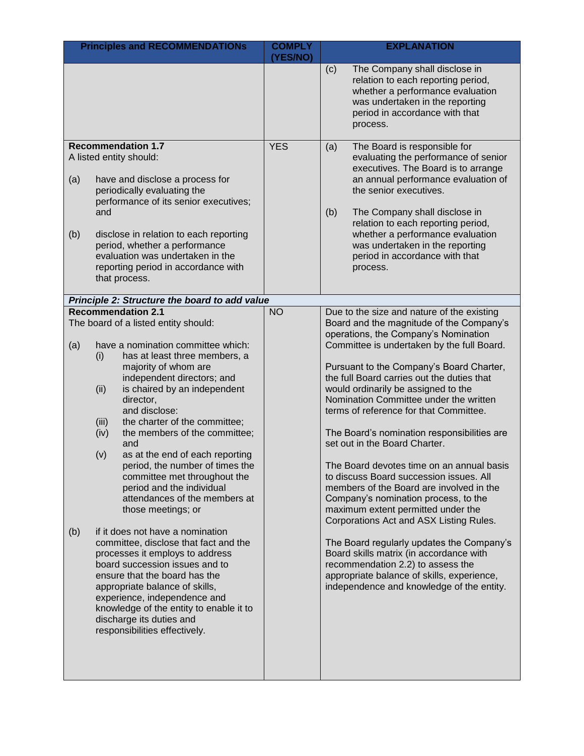| Principles and RECOMMENDATIONs | COMPLY (YES/NO) | EXPLANATION |
|---|---|---|
| | | (c) The Company shall disclose in relation to each reporting period, whether a performance evaluation was undertaken in the reporting period in accordance with that process. |
| **Recommendation 1.7**<br>A listed entity should:<br><br>(a) have and disclose a process for periodically evaluating the performance of its senior executives; and<br><br>(b) disclose in relation to each reporting period, whether a performance evaluation was undertaken in the reporting period in accordance with that process. | YES | (a) The Board is responsible for evaluating the performance of senior executives. The Board is to arrange an annual performance evaluation of the senior executives.<br><br>(b) The Company shall disclose in relation to each reporting period, whether a performance evaluation was undertaken in the reporting period in accordance with that process. |
| ***Principle 2: Structure the board to add value*** | | |
| **Recommendation 2.1**<br>The board of a listed entity should:<br><br>(a) have a nomination committee which:<br>(i) has at least three members, a majority of whom are independent directors; and<br>(ii) is chaired by an independent director,<br>and disclose:<br>(iii) the charter of the committee;<br>(iv) the members of the committee; and<br>(v) as at the end of each reporting period, the number of times the committee met throughout the period and the individual attendances of the members at those meetings; or<br><br>(b) if it does not have a nomination committee, disclose that fact and the processes it employs to address board succession issues and to ensure that the board has the appropriate balance of skills, experience, independence and knowledge of the entity to enable it to discharge its duties and responsibilities effectively. | NO | Due to the size and nature of the existing Board and the magnitude of the Company's operations, the Company's Nomination Committee is undertaken by the full Board.<br><br>Pursuant to the Company's Board Charter, the full Board carries out the duties that would ordinarily be assigned to the Nomination Committee under the written terms of reference for that Committee.<br><br>The Board's nomination responsibilities are set out in the Board Charter.<br><br>The Board devotes time on an annual basis to discuss Board succession issues. All members of the Board are involved in the Company's nomination process, to the maximum extent permitted under the Corporations Act and ASX Listing Rules.<br><br>The Board regularly updates the Company's Board skills matrix (in accordance with recommendation 2.2) to assess the appropriate balance of skills, experience, independence and knowledge of the entity. |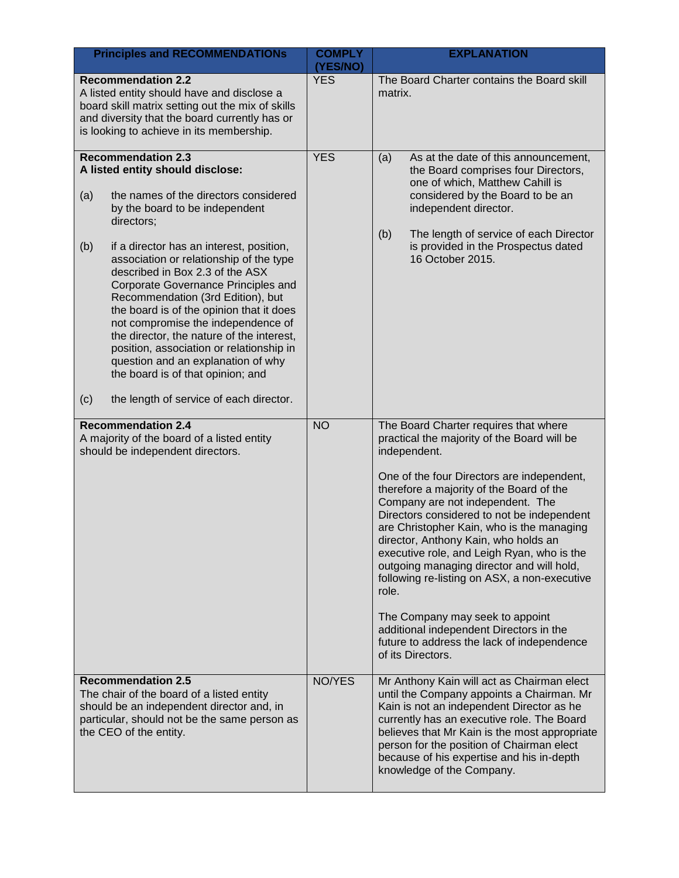| Principles and RECOMMENDATIONs | COMPLY (YES/NO) | EXPLANATION |
|---|---|---|
| **Recommendation 2.2**<br>A listed entity should have and disclose a board skill matrix setting out the mix of skills and diversity that the board currently has or is looking to achieve in its membership. | YES | The Board Charter contains the Board skill matrix. |
| **Recommendation 2.3**<br>**A listed entity should disclose:**<br>(a) the names of the directors considered by the board to be independent directors;<br>(b) if a director has an interest, position, association or relationship of the type described in Box 2.3 of the ASX Corporate Governance Principles and Recommendation (3rd Edition), but the board is of the opinion that it does not compromise the independence of the director, the nature of the interest, position, association or relationship in question and an explanation of why the board is of that opinion; and<br>(c) the length of service of each director. | YES | (a) As at the date of this announcement, the Board comprises four Directors, one of which, Matthew Cahill is considered by the Board to be an independent director.<br>(b) The length of service of each Director is provided in the Prospectus dated 16 October 2015. |
| **Recommendation 2.4**<br>A majority of the board of a listed entity should be independent directors. | NO | The Board Charter requires that where practical the majority of the Board will be independent.<br><br>One of the four Directors are independent, therefore a majority of the Board of the Company are not independent. The Directors considered to not be independent are Christopher Kain, who is the managing director, Anthony Kain, who holds an executive role, and Leigh Ryan, who is the outgoing managing director and will hold, following re-listing on ASX, a non-executive role.<br><br>The Company may seek to appoint additional independent Directors in the future to address the lack of independence of its Directors. |
| **Recommendation 2.5**<br>The chair of the board of a listed entity should be an independent director and, in particular, should not be the same person as the CEO of the entity. | NO/YES | Mr Anthony Kain will act as Chairman elect until the Company appoints a Chairman. Mr Kain is not an independent Director as he currently has an executive role. The Board believes that Mr Kain is the most appropriate person for the position of Chairman elect because of his expertise and his in-depth knowledge of the Company. |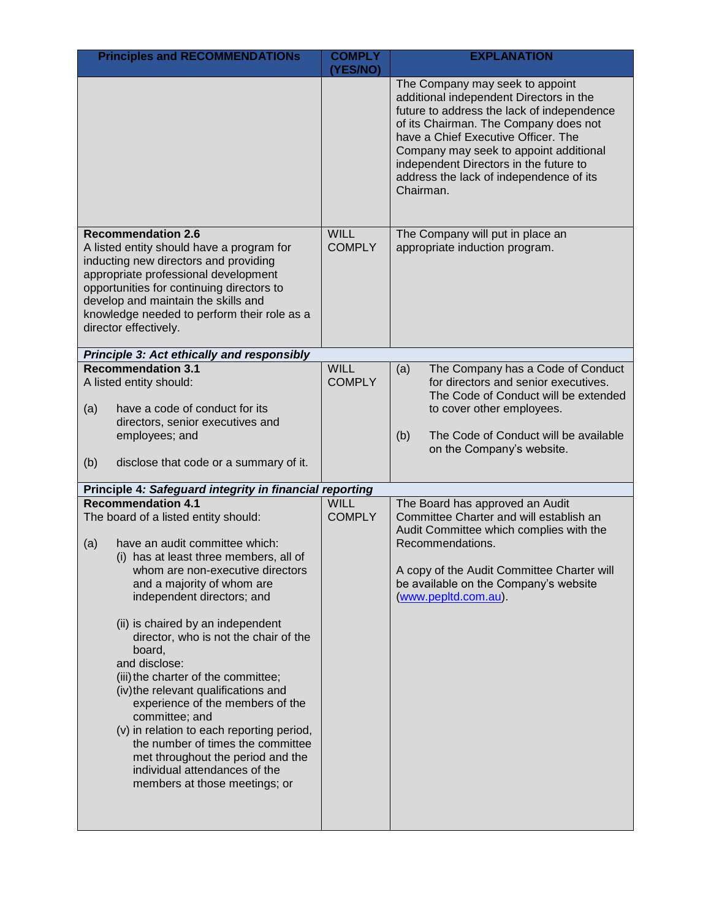| Principles and RECOMMENDATIONs | COMPLY (YES/NO) | EXPLANATION |
|---|---|---|
| | | The Company may seek to appoint additional independent Directors in the future to address the lack of independence of its Chairman. The Company does not have a Chief Executive Officer. The Company may seek to appoint additional independent Directors in the future to address the lack of independence of its Chairman. |
| **Recommendation 2.6**<br>A listed entity should have a program for inducting new directors and providing appropriate professional development opportunities for continuing directors to develop and maintain the skills and knowledge needed to perform their role as a director effectively. | WILL COMPLY | The Company will put in place an appropriate induction program. |
| ***Principle 3: Act ethically and responsibly*** | | |
| **Recommendation 3.1**<br>A listed entity should:<br>(a) have a code of conduct for its directors, senior executives and employees; and<br>(b) disclose that code or a summary of it. | WILL COMPLY | (a) The Company has a Code of Conduct for directors and senior executives. The Code of Conduct will be extended to cover other employees.<br>(b) The Code of Conduct will be available on the Company's website. |
| **Principle 4*: Safeguard integrity in financial reporting*** | | |
| **Recommendation 4.1**<br>The board of a listed entity should:<br>(a) have an audit committee which:<br>(i) has at least three members, all of whom are non-executive directors and a majority of whom are independent directors; and<br>(ii) is chaired by an independent director, who is not the chair of the board,<br>and disclose:<br>(iii) the charter of the committee;<br>(iv) the relevant qualifications and experience of the members of the committee; and<br>(v) in relation to each reporting period, the number of times the committee met throughout the period and the individual attendances of the members at those meetings; or | WILL COMPLY | The Board has approved an Audit Committee Charter and will establish an Audit Committee which complies with the Recommendations.<br>A copy of the Audit Committee Charter will be available on the Company's website (www.pepltd.com.au). |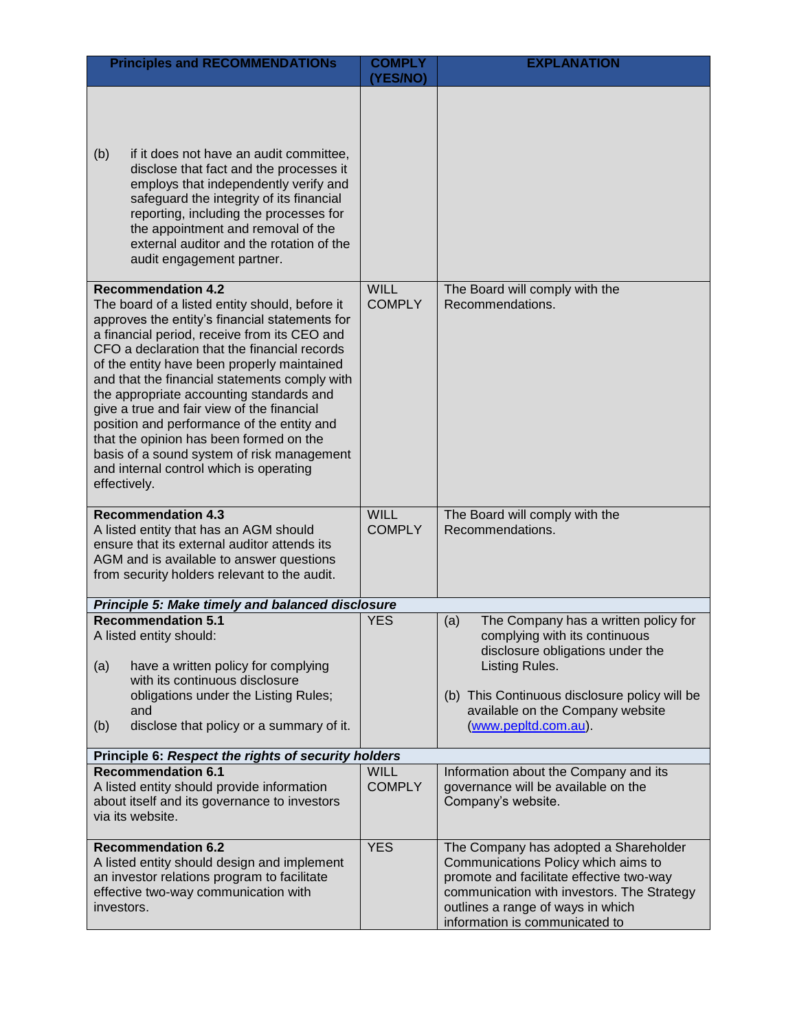| Principles and RECOMMENDATIONs | COMPLY (YES/NO) | EXPLANATION |
|---|---|---|
| (b) if it does not have an audit committee, disclose that fact and the processes it employs that independently verify and safeguard the integrity of its financial reporting, including the processes for the appointment and removal of the external auditor and the rotation of the audit engagement partner. | | |
| **Recommendation 4.2**<br>The board of a listed entity should, before it approves the entity's financial statements for a financial period, receive from its CEO and CFO a declaration that the financial records of the entity have been properly maintained and that the financial statements comply with the appropriate accounting standards and give a true and fair view of the financial position and performance of the entity and that the opinion has been formed on the basis of a sound system of risk management and internal control which is operating effectively. | WILL COMPLY | The Board will comply with the Recommendations. |
| **Recommendation 4.3**<br>A listed entity that has an AGM should ensure that its external auditor attends its AGM and is available to answer questions from security holders relevant to the audit. | WILL COMPLY | The Board will comply with the Recommendations. |
| ***Principle 5: Make timely and balanced disclosure*** | | |
| **Recommendation 5.1**<br>A listed entity should:<br>(a) have a written policy for complying with its continuous disclosure obligations under the Listing Rules; and<br>(b) disclose that policy or a summary of it. | YES | (a) The Company has a written policy for complying with its continuous disclosure obligations under the Listing Rules.<br>(b) This Continuous disclosure policy will be available on the Company website (www.pepltd.com.au). |
| **Principle 6: *Respect the rights of security holders*** | | |
| **Recommendation 6.1**<br>A listed entity should provide information about itself and its governance to investors via its website. | WILL COMPLY | Information about the Company and its governance will be available on the Company's website. |
| **Recommendation 6.2**<br>A listed entity should design and implement an investor relations program to facilitate effective two-way communication with investors. | YES | The Company has adopted a Shareholder Communications Policy which aims to promote and facilitate effective two-way communication with investors. The Strategy outlines a range of ways in which information is communicated to |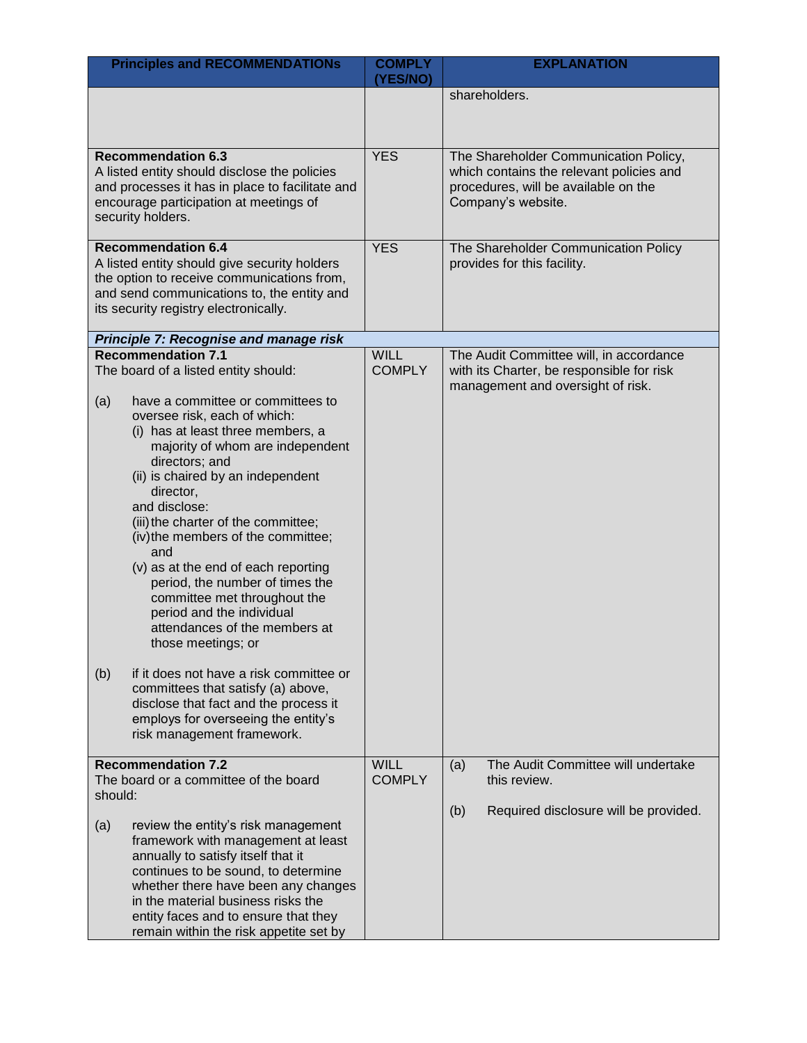| Principles and RECOMMENDATIONs | COMPLY (YES/NO) | EXPLANATION |
|---|---|---|
| | | shareholders. |
| **Recommendation 6.3**<br>A listed entity should disclose the policies and processes it has in place to facilitate and encourage participation at meetings of security holders. | YES | The Shareholder Communication Policy, which contains the relevant policies and procedures, will be available on the Company's website. |
| **Recommendation 6.4**<br>A listed entity should give security holders the option to receive communications from, and send communications to, the entity and its security registry electronically. | YES | The Shareholder Communication Policy provides for this facility. |
| ***Principle 7: Recognise and manage risk*** | | |
| **Recommendation 7.1**<br>The board of a listed entity should:<br><br>(a) have a committee or committees to oversee risk, each of which:<br>(i) has at least three members, a majority of whom are independent directors; and<br>(ii) is chaired by an independent director,<br>and disclose:<br>(iii) the charter of the committee;<br>(iv) the members of the committee; and<br>(v) as at the end of each reporting period, the number of times the committee met throughout the period and the individual attendances of the members at those meetings; or<br><br>(b) if it does not have a risk committee or committees that satisfy (a) above, disclose that fact and the process it employs for overseeing the entity's risk management framework. | WILL COMPLY | The Audit Committee will, in accordance with its Charter, be responsible for risk management and oversight of risk. |
| **Recommendation 7.2**<br>The board or a committee of the board should:<br><br>(a) review the entity's risk management framework with management at least annually to satisfy itself that it continues to be sound, to determine whether there have been any changes in the material business risks the entity faces and to ensure that they remain within the risk appetite set by | WILL COMPLY | (a) The Audit Committee will undertake this review.<br><br>(b) Required disclosure will be provided. |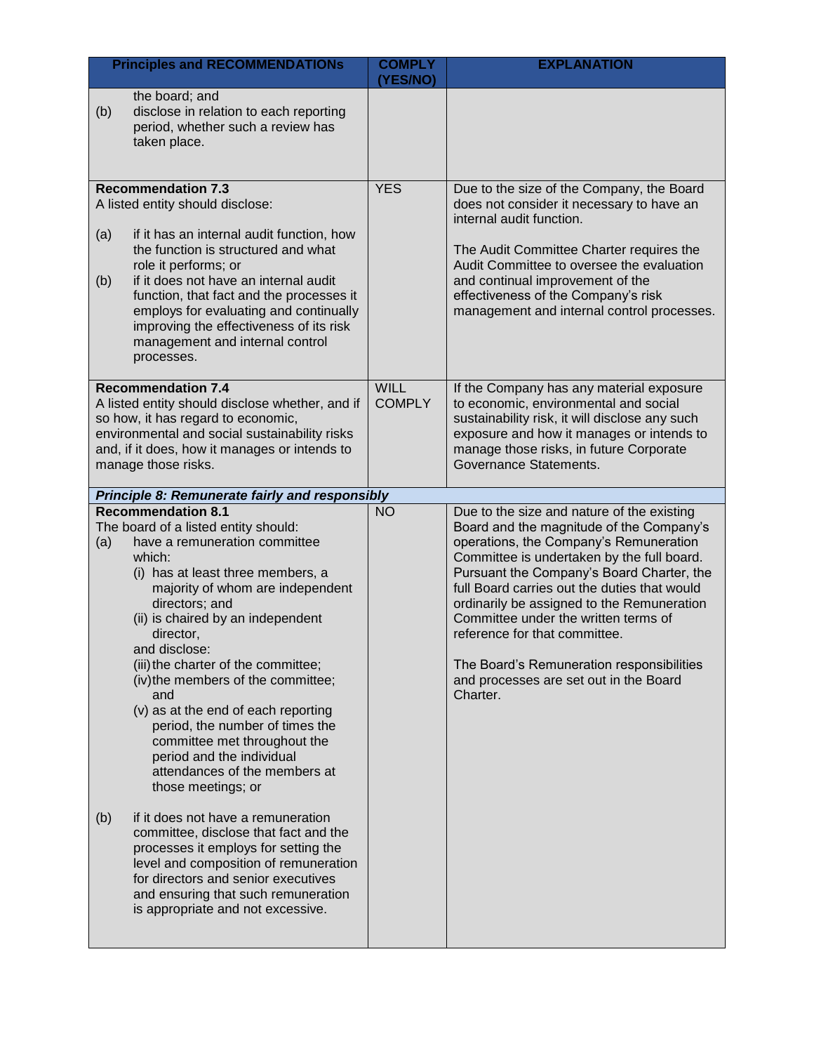| Principles and RECOMMENDATIONs | COMPLY (YES/NO) | EXPLANATION |
|---|---|---|
| the board; and<br>(b) disclose in relation to each reporting period, whether such a review has taken place. | | |
| **Recommendation 7.3**<br>A listed entity should disclose:<br>(a) if it has an internal audit function, how the function is structured and what role it performs; or<br>(b) if it does not have an internal audit function, that fact and the processes it employs for evaluating and continually improving the effectiveness of its risk management and internal control processes. | YES | Due to the size of the Company, the Board does not consider it necessary to have an internal audit function.<br><br>The Audit Committee Charter requires the Audit Committee to oversee the evaluation and continual improvement of the effectiveness of the Company's risk management and internal control processes. |
| **Recommendation 7.4**<br>A listed entity should disclose whether, and if so how, it has regard to economic, environmental and social sustainability risks and, if it does, how it manages or intends to manage those risks. | WILL COMPLY | If the Company has any material exposure to economic, environmental and social sustainability risk, it will disclose any such exposure and how it manages or intends to manage those risks, in future Corporate Governance Statements. |
| ***Principle 8: Remunerate fairly and responsibly*** | | |
| **Recommendation 8.1**<br>The board of a listed entity should:<br>(a) have a remuneration committee which:<br>(i) has at least three members, a majority of whom are independent directors; and<br>(ii) is chaired by an independent director,<br>and disclose:<br>(iii) the charter of the committee;<br>(iv) the members of the committee; and<br>(v) as at the end of each reporting period, the number of times the committee met throughout the period and the individual attendances of the members at those meetings; or<br><br>(b) if it does not have a remuneration committee, disclose that fact and the processes it employs for setting the level and composition of remuneration for directors and senior executives and ensuring that such remuneration is appropriate and not excessive. | NO | Due to the size and nature of the existing Board and the magnitude of the Company's operations, the Company's Remuneration Committee is undertaken by the full board. Pursuant the Company's Board Charter, the full Board carries out the duties that would ordinarily be assigned to the Remuneration Committee under the written terms of reference for that committee.<br><br>The Board's Remuneration responsibilities and processes are set out in the Board Charter. |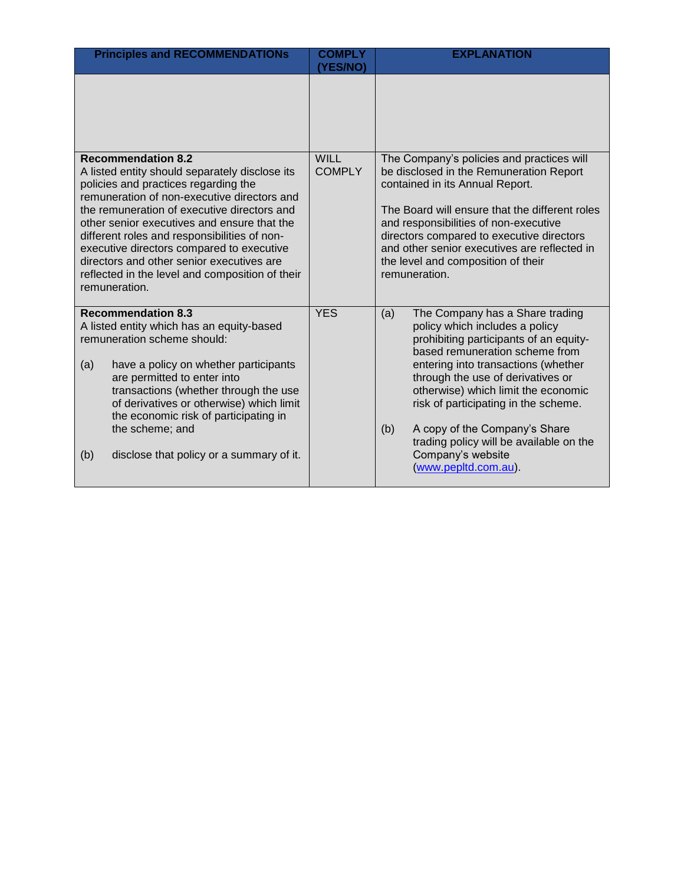| Principles and RECOMMENDATIONs | COMPLY (YES/NO) | EXPLANATION |
|---|---|---|
| | | |
| **Recommendation 8.2**<br>A listed entity should separately disclose its policies and practices regarding the remuneration of non-executive directors and the remuneration of executive directors and other senior executives and ensure that the different roles and responsibilities of non-executive directors compared to executive directors and other senior executives are reflected in the level and composition of their remuneration. | WILL COMPLY | The Company's policies and practices will be disclosed in the Remuneration Report contained in its Annual Report.<br><br>The Board will ensure that the different roles and responsibilities of non-executive directors compared to executive directors and other senior executives are reflected in the level and composition of their remuneration. |
| **Recommendation 8.3**<br>A listed entity which has an equity-based remuneration scheme should:<br><br>(a) have a policy on whether participants are permitted to enter into transactions (whether through the use of derivatives or otherwise) which limit the economic risk of participating in the scheme; and<br><br>(b) disclose that policy or a summary of it. | YES | (a) The Company has a Share trading policy which includes a policy prohibiting participants of an equity-based remuneration scheme from entering into transactions (whether through the use of derivatives or otherwise) which limit the economic risk of participating in the scheme.<br><br>(b) A copy of the Company's Share trading policy will be available on the Company's website (www.pepltd.com.au). |